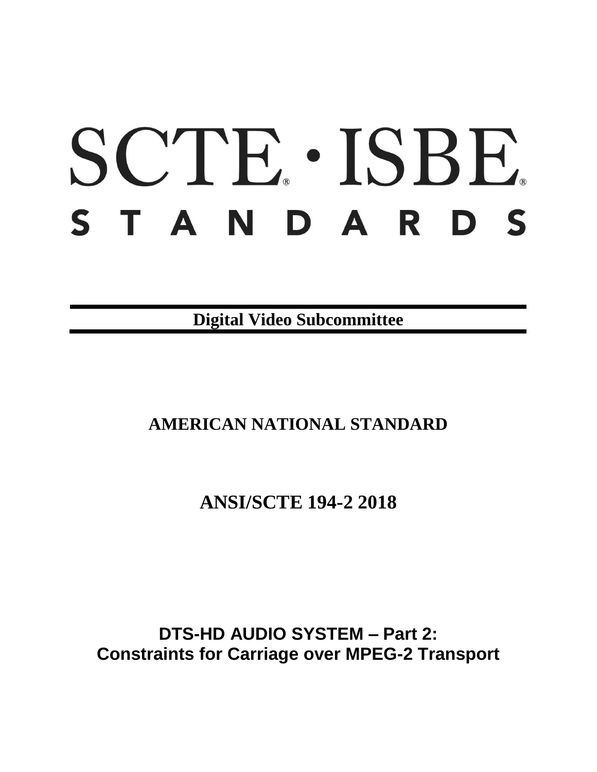# SCTE · ISBE

# STANDARDS

**Digital Video Subcommittee**

## AMERICAN NATIONAL STANDARD

## ANSI/SCTE 194-2 2018

# DTS-HD AUDIO SYSTEM – Part 2: Constraints for Carriage over MPEG-2 Transport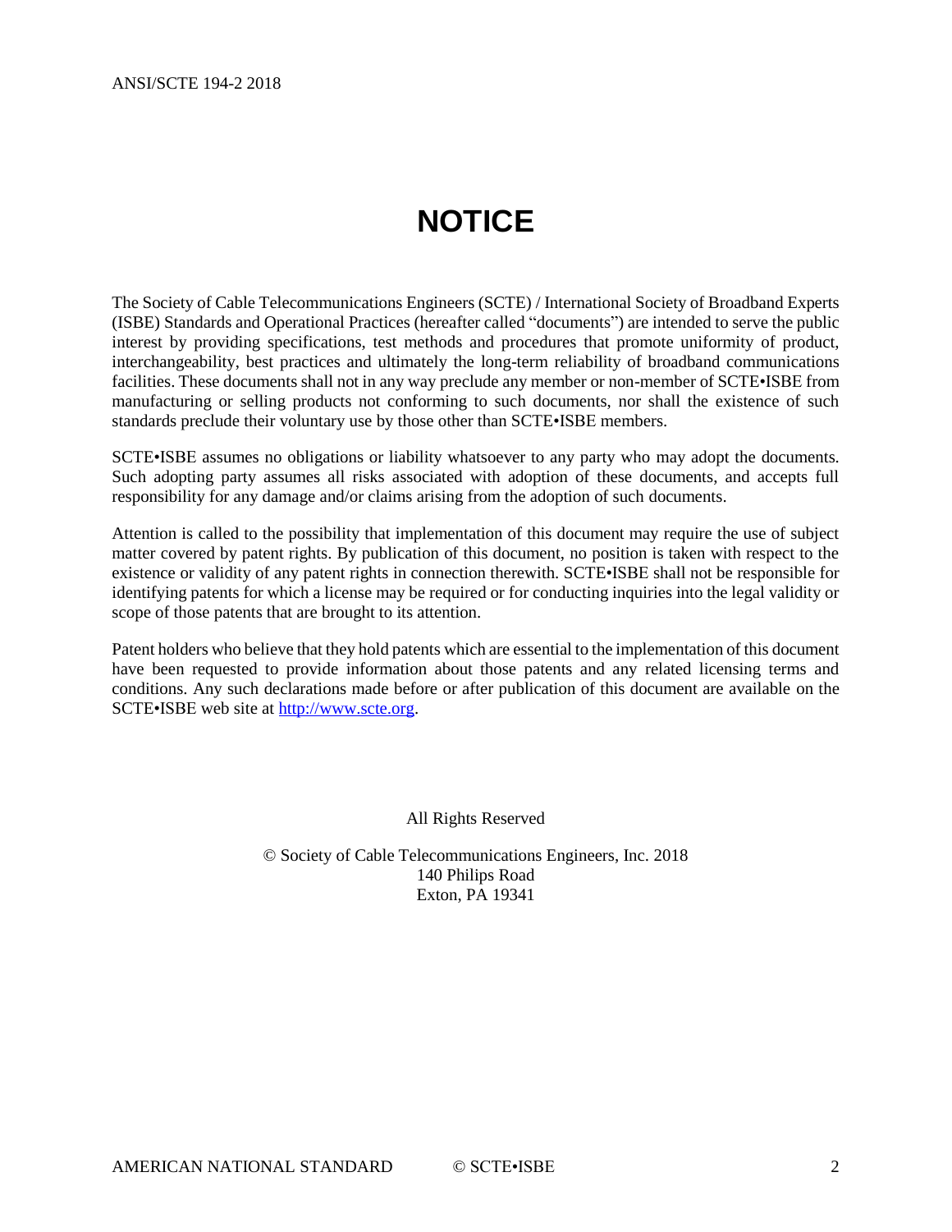# NOTICE

The Society of Cable Telecommunications Engineers (SCTE) / International Society of Broadband Experts (ISBE) Standards and Operational Practices (hereafter called "documents") are intended to serve the public interest by providing specifications, test methods and procedures that promote uniformity of product, interchangeability, best practices and ultimately the long-term reliability of broadband communications facilities. These documents shall not in any way preclude any member or non-member of SCTE•ISBE from manufacturing or selling products not conforming to such documents, nor shall the existence of such standards preclude their voluntary use by those other than SCTE•ISBE members.

SCTE•ISBE assumes no obligations or liability whatsoever to any party who may adopt the documents. Such adopting party assumes all risks associated with adoption of these documents, and accepts full responsibility for any damage and/or claims arising from the adoption of such documents.

Attention is called to the possibility that implementation of this document may require the use of subject matter covered by patent rights. By publication of this document, no position is taken with respect to the existence or validity of any patent rights in connection therewith. SCTE•ISBE shall not be responsible for identifying patents for which a license may be required or for conducting inquiries into the legal validity or scope of those patents that are brought to its attention.

Patent holders who believe that they hold patents which are essential to the implementation of this document have been requested to provide information about those patents and any related licensing terms and conditions. Any such declarations made before or after publication of this document are available on the SCTE•ISBE web site at [http://www.scte.org](http://www.scte.org).

All Rights Reserved

© Society of Cable Telecommunications Engineers, Inc. 2018
140 Philips Road
Exton, PA 19341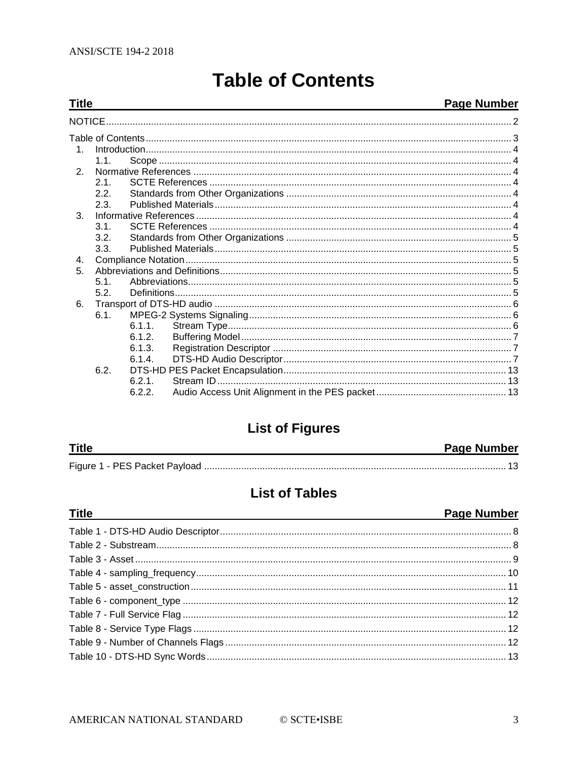# Table of Contents

| Title | Page Number |
|---|---|
| NOTICE | 2 |
| Table of Contents | 3 |
| 1. Introduction | 4 |
| 1.1. Scope | 4 |
| 2. Normative References | 4 |
| 2.1. SCTE References | 4 |
| 2.2. Standards from Other Organizations | 4 |
| 2.3. Published Materials | 4 |
| 3. Informative References | 4 |
| 3.1. SCTE References | 4 |
| 3.2. Standards from Other Organizations | 5 |
| 3.3. Published Materials | 5 |
| 4. Compliance Notation | 5 |
| 5. Abbreviations and Definitions | 5 |
| 5.1. Abbreviations | 5 |
| 5.2. Definitions | 5 |
| 6. Transport of DTS-HD audio | 6 |
| 6.1. MPEG-2 Systems Signaling | 6 |
| 6.1.1. Stream Type | 6 |
| 6.1.2. Buffering Model | 7 |
| 6.1.3. Registration Descriptor | 7 |
| 6.1.4. DTS-HD Audio Descriptor | 7 |
| 6.2. DTS-HD PES Packet Encapsulation | 13 |
| 6.2.1. Stream ID | 13 |
| 6.2.2. Audio Access Unit Alignment in the PES packet | 13 |

## List of Figures

| Title | Page Number |
|---|---|
| Figure 1 - PES Packet Payload | 13 |

## List of Tables

| Title | Page Number |
|---|---|
| Table 1 - DTS-HD Audio Descriptor | 8 |
| Table 2 - Substream | 8 |
| Table 3 - Asset | 9 |
| Table 4 - sampling_frequency | 10 |
| Table 5 - asset_construction | 11 |
| Table 6 - component_type | 12 |
| Table 7 - Full Service Flag | 12 |
| Table 8 - Service Type Flags | 12 |
| Table 9 - Number of Channels Flags | 12 |
| Table 10 - DTS-HD Sync Words | 13 |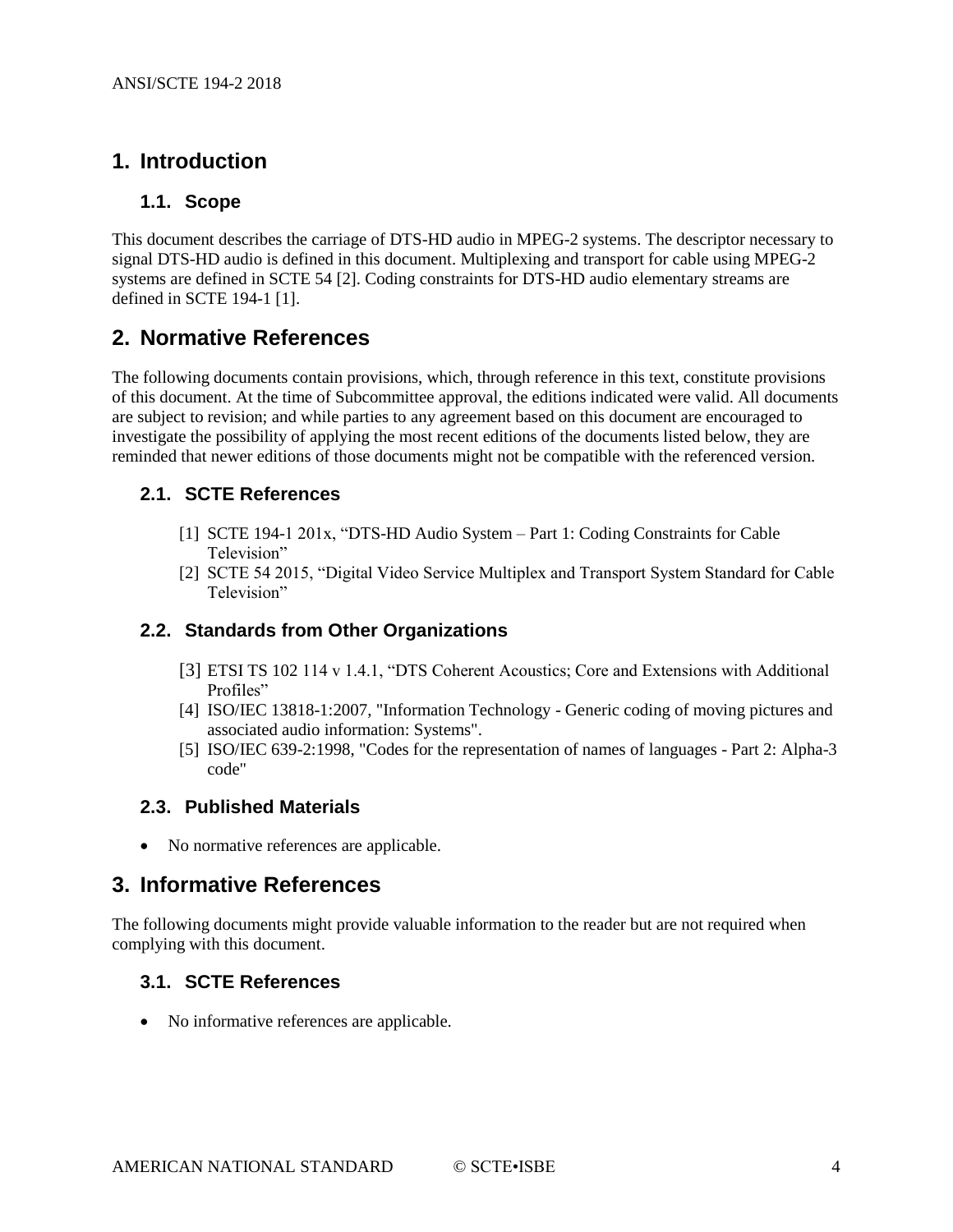# 1. Introduction

## 1.1. Scope

This document describes the carriage of DTS-HD audio in MPEG-2 systems. The descriptor necessary to signal DTS-HD audio is defined in this document. Multiplexing and transport for cable using MPEG-2 systems are defined in SCTE 54 [2]. Coding constraints for DTS-HD audio elementary streams are defined in SCTE 194-1 [1].

# 2. Normative References

The following documents contain provisions, which, through reference in this text, constitute provisions of this document. At the time of Subcommittee approval, the editions indicated were valid. All documents are subject to revision; and while parties to any agreement based on this document are encouraged to investigate the possibility of applying the most recent editions of the documents listed below, they are reminded that newer editions of those documents might not be compatible with the referenced version.

## 2.1. SCTE References

[1] SCTE 194-1 201x, "DTS-HD Audio System – Part 1: Coding Constraints for Cable Television"

[2] SCTE 54 2015, "Digital Video Service Multiplex and Transport System Standard for Cable Television"

## 2.2. Standards from Other Organizations

[3] ETSI TS 102 114 v 1.4.1, "DTS Coherent Acoustics; Core and Extensions with Additional Profiles"

[4] ISO/IEC 13818-1:2007, "Information Technology - Generic coding of moving pictures and associated audio information: Systems".

[5] ISO/IEC 639-2:1998, "Codes for the representation of names of languages - Part 2: Alpha-3 code"

## 2.3. Published Materials

- No normative references are applicable.

# 3. Informative References

The following documents might provide valuable information to the reader but are not required when complying with this document.

## 3.1. SCTE References

- No informative references are applicable.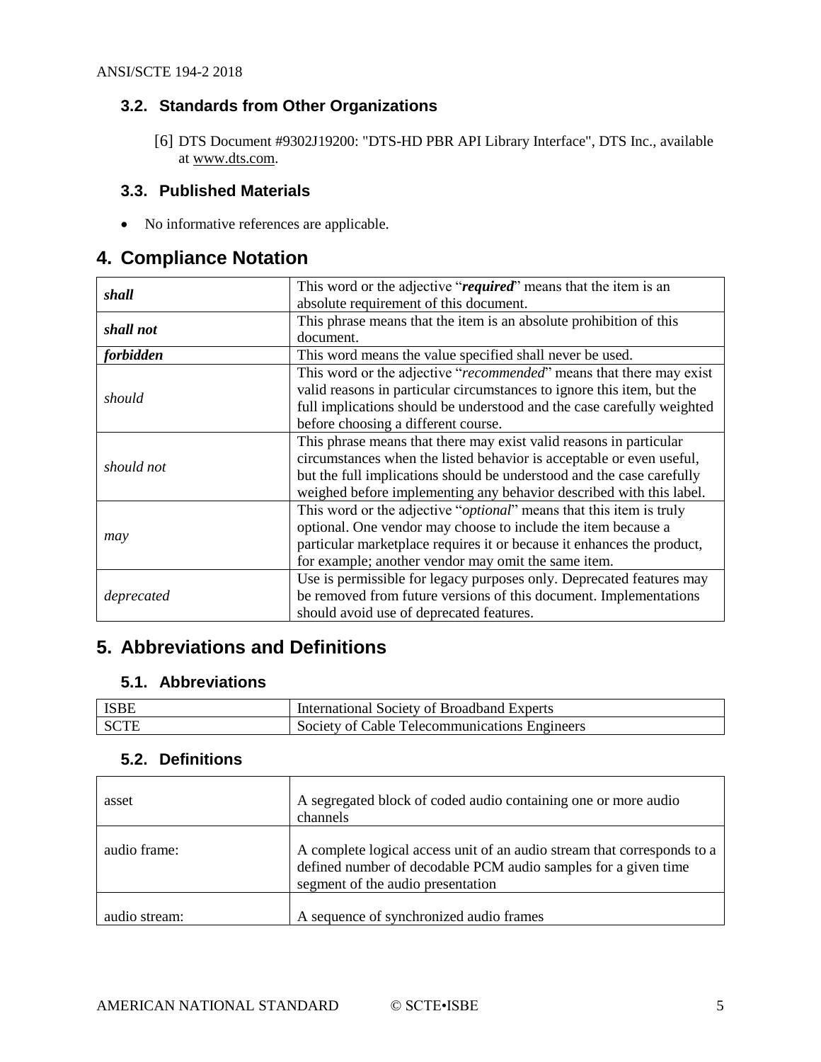### 3.2. Standards from Other Organizations

[6] DTS Document #9302J19200: "DTS-HD PBR API Library Interface", DTS Inc., available at www.dts.com.

### 3.3. Published Materials

- No informative references are applicable.

## 4. Compliance Notation

| | |
|---|---|
| ***shall*** | This word or the adjective "***required***" means that the item is an absolute requirement of this document. |
| ***shall not*** | This phrase means that the item is an absolute prohibition of this document. |
| ***forbidden*** | This word means the value specified shall never be used. |
| *should* | This word or the adjective "*recommended*" means that there may exist valid reasons in particular circumstances to ignore this item, but the full implications should be understood and the case carefully weighted before choosing a different course. |
| *should not* | This phrase means that there may exist valid reasons in particular circumstances when the listed behavior is acceptable or even useful, but the full implications should be understood and the case carefully weighed before implementing any behavior described with this label. |
| *may* | This word or the adjective "*optional*" means that this item is truly optional. One vendor may choose to include the item because a particular marketplace requires it or because it enhances the product, for example; another vendor may omit the same item. |
| *deprecated* | Use is permissible for legacy purposes only. Deprecated features may be removed from future versions of this document. Implementations should avoid use of deprecated features. |

## 5. Abbreviations and Definitions

### 5.1. Abbreviations

| | |
|---|---|
| ISBE | International Society of Broadband Experts |
| SCTE | Society of Cable Telecommunications Engineers |

### 5.2. Definitions

| | |
|---|---|
| asset | A segregated block of coded audio containing one or more audio channels |
| audio frame: | A complete logical access unit of an audio stream that corresponds to a defined number of decodable PCM audio samples for a given time segment of the audio presentation |
| audio stream: | A sequence of synchronized audio frames |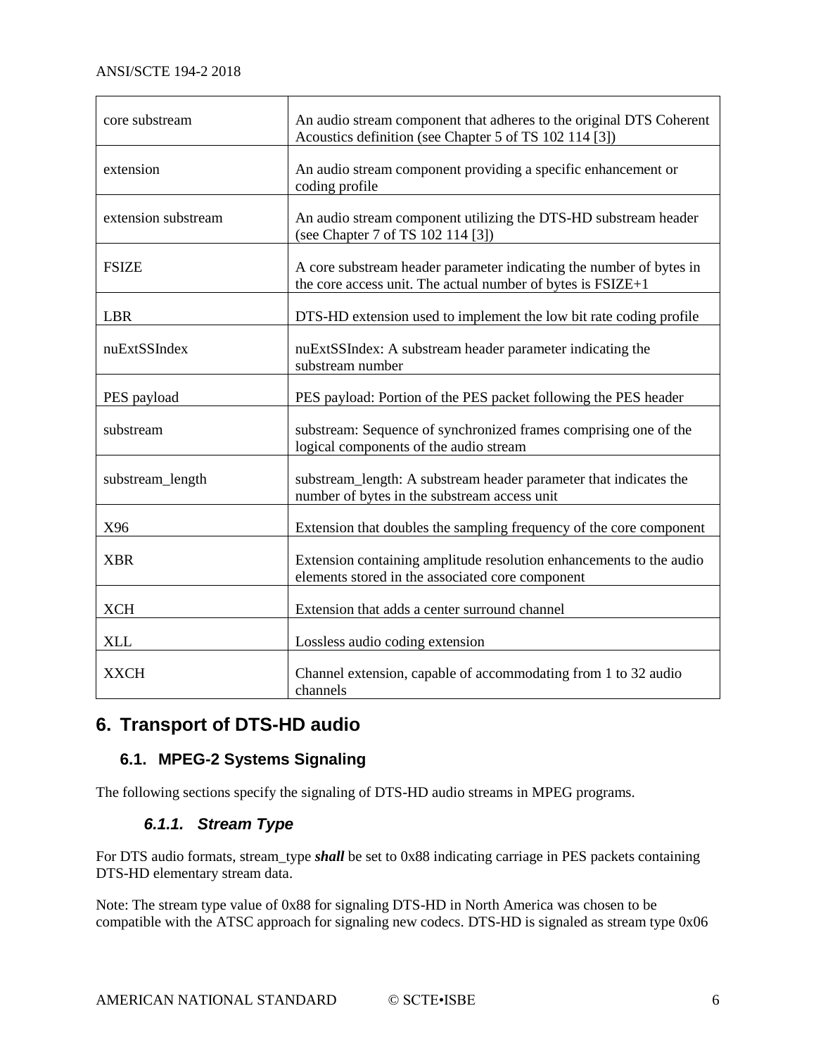| | |
|---|---|
| core substream | An audio stream component that adheres to the original DTS Coherent Acoustics definition (see Chapter 5 of TS 102 114 [3]) |
| extension | An audio stream component providing a specific enhancement or coding profile |
| extension substream | An audio stream component utilizing the DTS-HD substream header (see Chapter 7 of TS 102 114 [3]) |
| FSIZE | A core substream header parameter indicating the number of bytes in the core access unit. The actual number of bytes is FSIZE+1 |
| LBR | DTS-HD extension used to implement the low bit rate coding profile |
| nuExtSSIndex | nuExtSSIndex: A substream header parameter indicating the substream number |
| PES payload | PES payload: Portion of the PES packet following the PES header |
| substream | substream: Sequence of synchronized frames comprising one of the logical components of the audio stream |
| substream_length | substream_length: A substream header parameter that indicates the number of bytes in the substream access unit |
| X96 | Extension that doubles the sampling frequency of the core component |
| XBR | Extension containing amplitude resolution enhancements to the audio elements stored in the associated core component |
| XCH | Extension that adds a center surround channel |
| XLL | Lossless audio coding extension |
| XXCH | Channel extension, capable of accommodating from 1 to 32 audio channels |

# 6. Transport of DTS-HD audio

## 6.1. MPEG-2 Systems Signaling

The following sections specify the signaling of DTS-HD audio streams in MPEG programs.

### *6.1.1. Stream Type*

For DTS audio formats, stream_type ***shall*** be set to 0x88 indicating carriage in PES packets containing DTS-HD elementary stream data.

Note: The stream type value of 0x88 for signaling DTS-HD in North America was chosen to be compatible with the ATSC approach for signaling new codecs. DTS-HD is signaled as stream type 0x06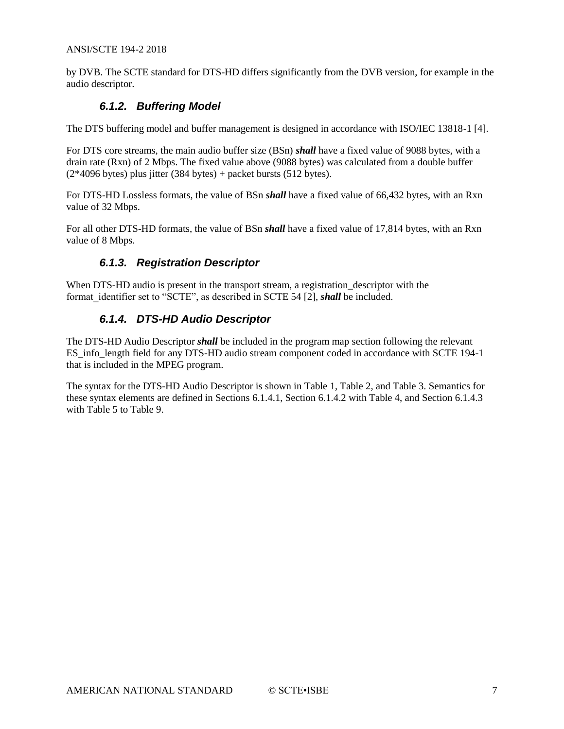by DVB. The SCTE standard for DTS-HD differs significantly from the DVB version, for example in the audio descriptor.

### 6.1.2. Buffering Model

The DTS buffering model and buffer management is designed in accordance with ISO/IEC 13818-1 [4].

For DTS core streams, the main audio buffer size (BSn) ***shall*** have a fixed value of 9088 bytes, with a drain rate (Rxn) of 2 Mbps. The fixed value above (9088 bytes) was calculated from a double buffer (2*4096 bytes) plus jitter (384 bytes) + packet bursts (512 bytes).

For DTS-HD Lossless formats, the value of BSn ***shall*** have a fixed value of 66,432 bytes, with an Rxn value of 32 Mbps.

For all other DTS-HD formats, the value of BSn ***shall*** have a fixed value of 17,814 bytes, with an Rxn value of 8 Mbps.

### 6.1.3. Registration Descriptor

When DTS-HD audio is present in the transport stream, a registration_descriptor with the format_identifier set to "SCTE", as described in SCTE 54 [2], ***shall*** be included.

### 6.1.4. DTS-HD Audio Descriptor

The DTS-HD Audio Descriptor ***shall*** be included in the program map section following the relevant ES_info_length field for any DTS-HD audio stream component coded in accordance with SCTE 194-1 that is included in the MPEG program.

The syntax for the DTS-HD Audio Descriptor is shown in Table 1, Table 2, and Table 3. Semantics for these syntax elements are defined in Sections 6.1.4.1, Section 6.1.4.2 with Table 4, and Section 6.1.4.3 with Table 5 to Table 9.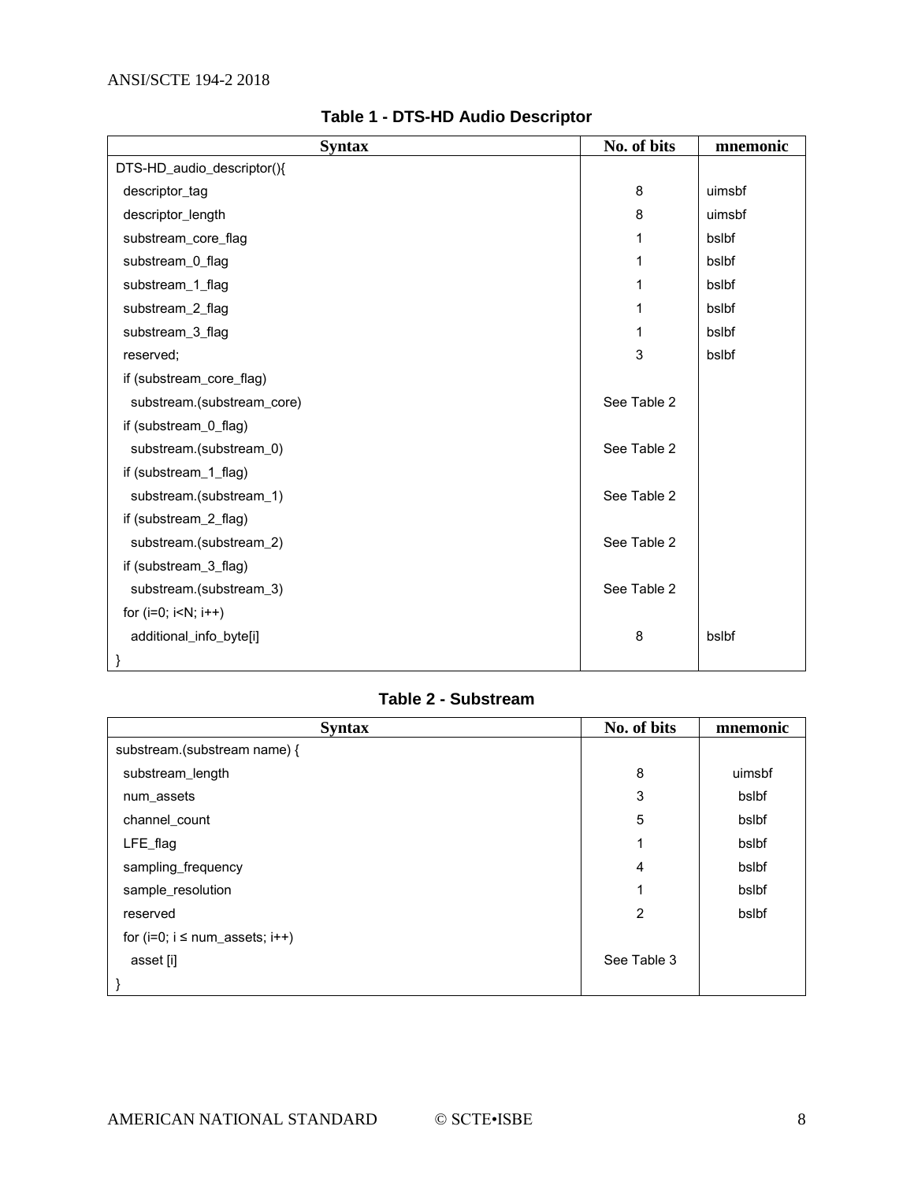**Table 1 - DTS-HD Audio Descriptor**

| Syntax | No. of bits | mnemonic |
|---|---|---|
| DTS-HD_audio_descriptor(){ | | |
| descriptor_tag | 8 | uimsbf |
| descriptor_length | 8 | uimsbf |
| substream_core_flag | 1 | bslbf |
| substream_0_flag | 1 | bslbf |
| substream_1_flag | 1 | bslbf |
| substream_2_flag | 1 | bslbf |
| substream_3_flag | 1 | bslbf |
| reserved; | 3 | bslbf |
| if (substream_core_flag) | | |
| substream.(substream_core) | See Table 2 | |
| if (substream_0_flag) | | |
| substream.(substream_0) | See Table 2 | |
| if (substream_1_flag) | | |
| substream.(substream_1) | See Table 2 | |
| if (substream_2_flag) | | |
| substream.(substream_2) | See Table 2 | |
| if (substream_3_flag) | | |
| substream.(substream_3) | See Table 2 | |
| for (i=0; i<N; i++) | | |
| additional_info_byte[i] | 8 | bslbf |
| } | | |

**Table 2 - Substream**

| Syntax | No. of bits | mnemonic |
|---|---|---|
| substream.(substream name) { | | |
| substream_length | 8 | uimsbf |
| num_assets | 3 | bslbf |
| channel_count | 5 | bslbf |
| LFE_flag | 1 | bslbf |
| sampling_frequency | 4 | bslbf |
| sample_resolution | 1 | bslbf |
| reserved | 2 | bslbf |
| for (i=0; i ≤ num_assets; i++) | | |
| asset [i] | See Table 3 | |
| } | | |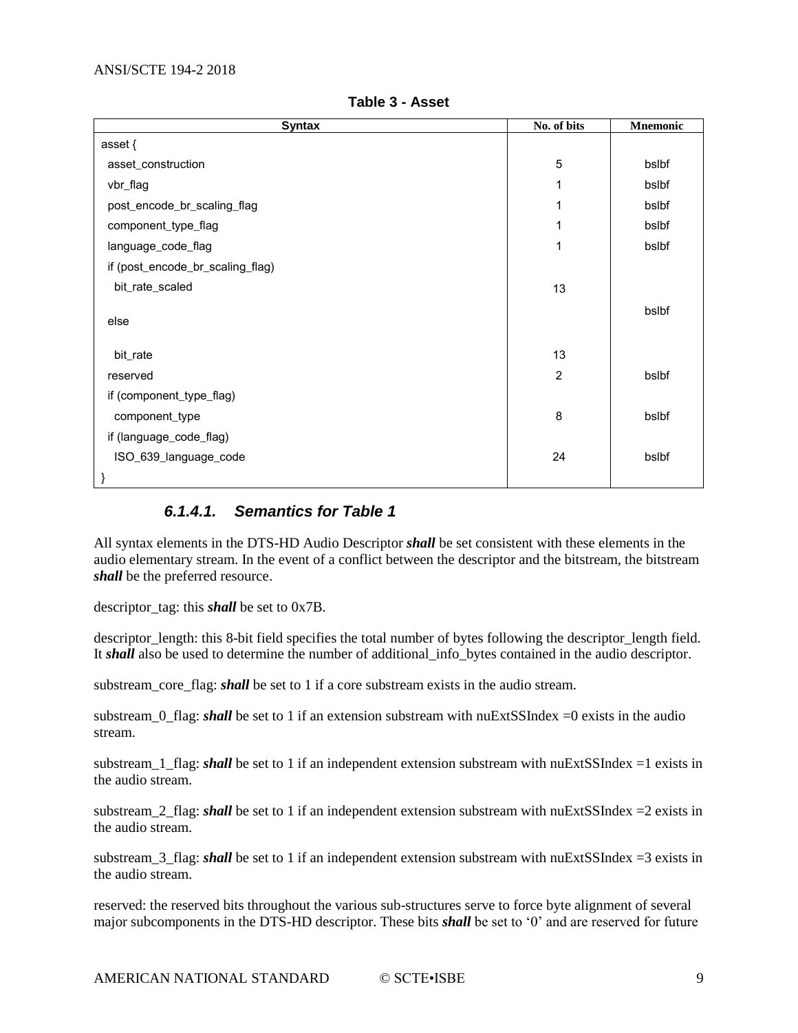**Table 3 - Asset**

| Syntax | No. of bits | Mnemonic |
|---|---|---|
| asset { | | |
| asset_construction | 5 | bslbf |
| vbr_flag | 1 | bslbf |
| post_encode_br_scaling_flag | 1 | bslbf |
| component_type_flag | 1 | bslbf |
| language_code_flag | 1 | bslbf |
| if (post_encode_br_scaling_flag) | | |
| bit_rate_scaled | 13 | bslbf |
| else | | |
| bit_rate | 13 | |
| reserved | 2 | bslbf |
| if (component_type_flag) | | |
| component_type | 8 | bslbf |
| if (language_code_flag) | | |
| ISO_639_language_code | 24 | bslbf |
| } | | |

#### 6.1.4.1. Semantics for Table 1

All syntax elements in the DTS-HD Audio Descriptor ***shall*** be set consistent with these elements in the audio elementary stream. In the event of a conflict between the descriptor and the bitstream, the bitstream ***shall*** be the preferred resource.

descriptor_tag: this ***shall*** be set to 0x7B.

descriptor_length: this 8-bit field specifies the total number of bytes following the descriptor_length field. It ***shall*** also be used to determine the number of additional_info_bytes contained in the audio descriptor.

substream_core_flag: ***shall*** be set to 1 if a core substream exists in the audio stream.

substream_0_flag: ***shall*** be set to 1 if an extension substream with nuExtSSIndex =0 exists in the audio stream.

substream_1_flag: ***shall*** be set to 1 if an independent extension substream with nuExtSSIndex =1 exists in the audio stream.

substream_2_flag: ***shall*** be set to 1 if an independent extension substream with nuExtSSIndex =2 exists in the audio stream.

substream_3_flag: ***shall*** be set to 1 if an independent extension substream with nuExtSSIndex =3 exists in the audio stream.

reserved: the reserved bits throughout the various sub-structures serve to force byte alignment of several major subcomponents in the DTS-HD descriptor. These bits ***shall*** be set to '0' and are reserved for future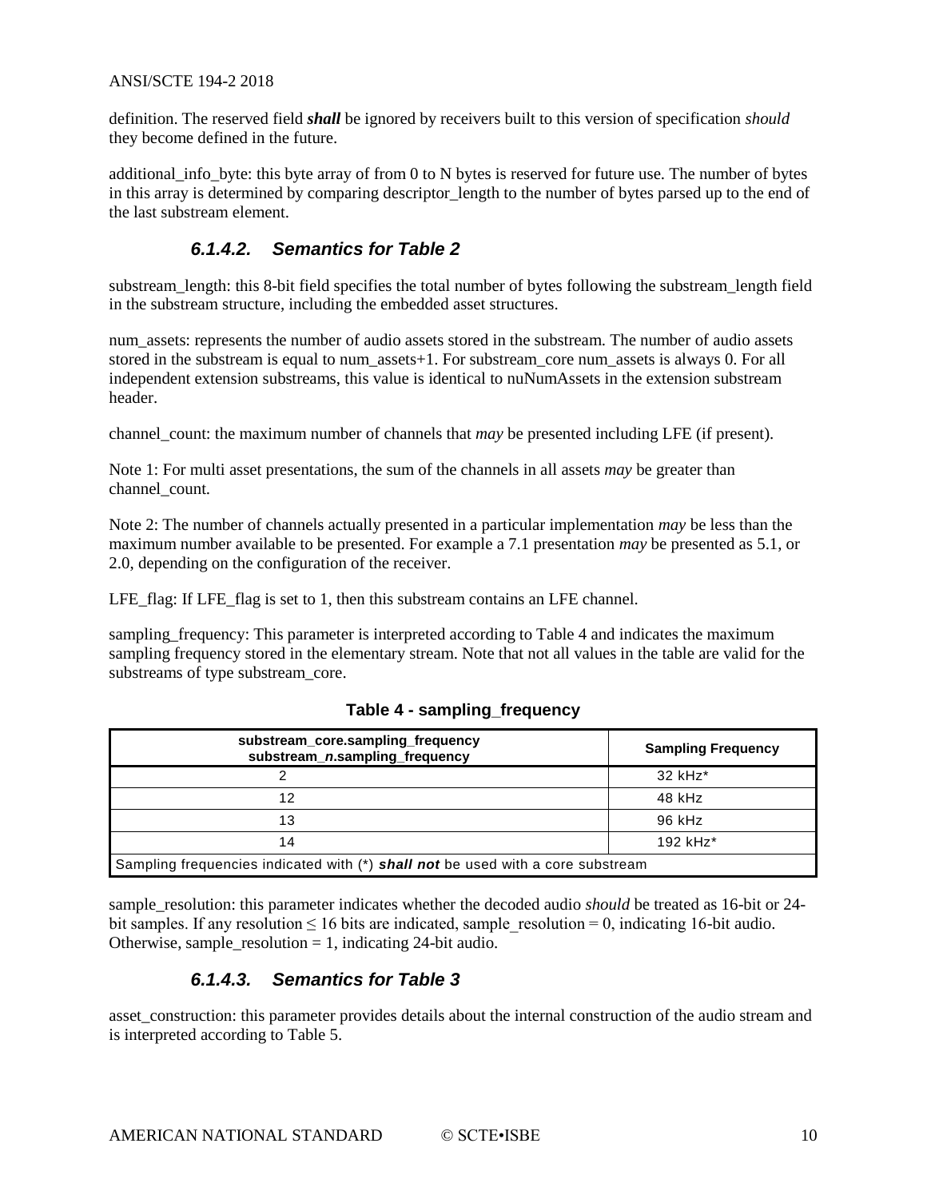definition. The reserved field ***shall*** be ignored by receivers built to this version of specification *should* they become defined in the future.

additional_info_byte: this byte array of from 0 to N bytes is reserved for future use. The number of bytes in this array is determined by comparing descriptor_length to the number of bytes parsed up to the end of the last substream element.

#### 6.1.4.2. Semantics for Table 2

substream_length: this 8-bit field specifies the total number of bytes following the substream_length field in the substream structure, including the embedded asset structures.

num_assets: represents the number of audio assets stored in the substream. The number of audio assets stored in the substream is equal to num_assets+1. For substream_core num_assets is always 0. For all independent extension substreams, this value is identical to nuNumAssets in the extension substream header.

channel_count: the maximum number of channels that *may* be presented including LFE (if present).

Note 1: For multi asset presentations, the sum of the channels in all assets *may* be greater than channel_count.

Note 2: The number of channels actually presented in a particular implementation *may* be less than the maximum number available to be presented. For example a 7.1 presentation *may* be presented as 5.1, or 2.0, depending on the configuration of the receiver.

LFE_flag: If LFE_flag is set to 1, then this substream contains an LFE channel.

sampling_frequency: This parameter is interpreted according to Table 4 and indicates the maximum sampling frequency stored in the elementary stream. Note that not all values in the table are valid for the substreams of type substream_core.

**Table 4 - sampling_frequency**

| **substream_core.sampling_frequency substream_*n*.sampling_frequency** | **Sampling Frequency** |
|---|---|
| 2 | 32 kHz* |
| 12 | 48 kHz |
| 13 | 96 kHz |
| 14 | 192 kHz* |
| Sampling frequencies indicated with (*) ***shall not*** be used with a core substream | |

sample_resolution: this parameter indicates whether the decoded audio *should* be treated as 16-bit or 24-bit samples. If any resolution ≤ 16 bits are indicated, sample_resolution = 0, indicating 16-bit audio. Otherwise, sample_resolution = 1, indicating 24-bit audio.

#### 6.1.4.3. Semantics for Table 3

asset_construction: this parameter provides details about the internal construction of the audio stream and is interpreted according to Table 5.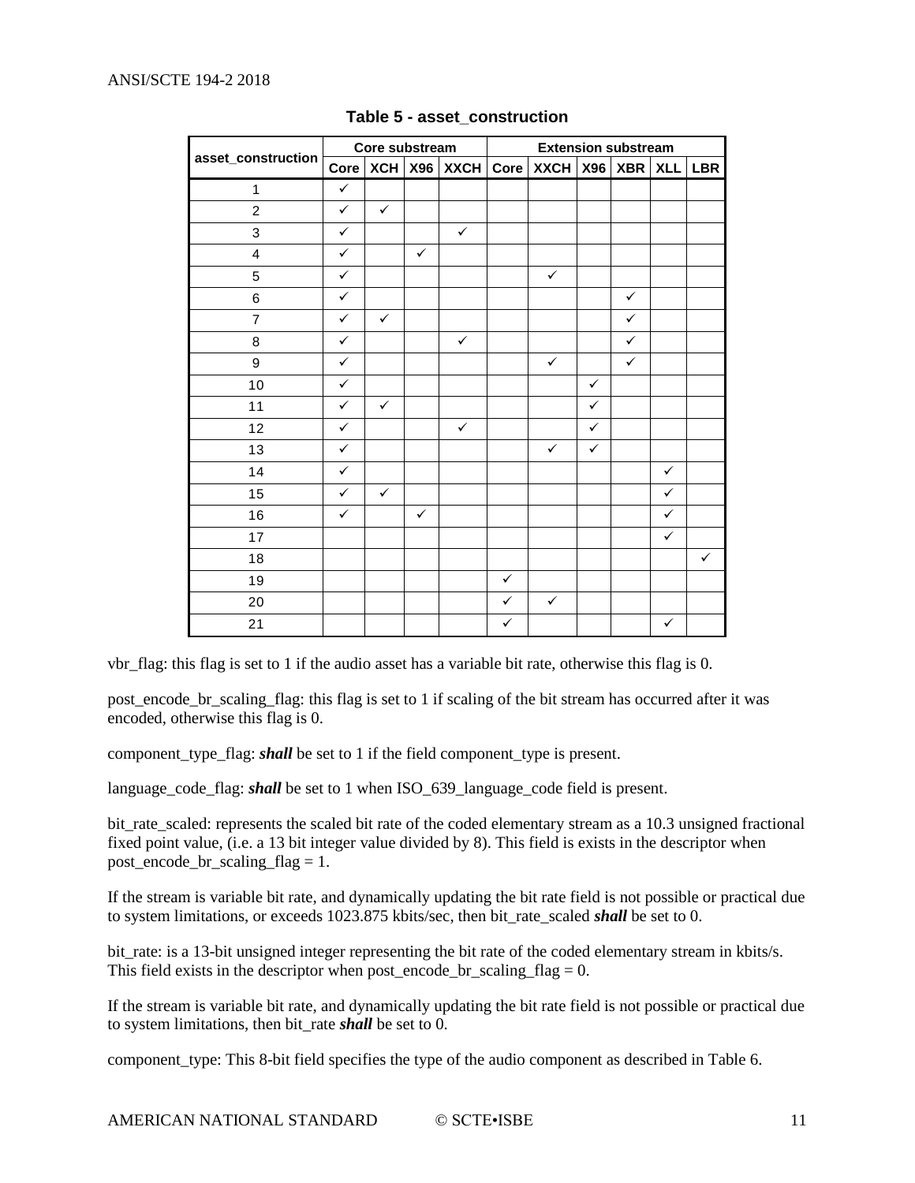**Table 5 - asset_construction**

| asset_construction | Core substream | | | | Extension substream | | | | | |
|---|---|---|---|---|---|---|---|---|---|---|
| | Core | XCH | X96 | XXCH | Core | XXCH | X96 | XBR | XLL | LBR |
| 1 | ✓ | | | | | | | | | |
| 2 | ✓ | ✓ | | | | | | | | |
| 3 | ✓ | | | ✓ | | | | | | |
| 4 | ✓ | | ✓ | | | | | | | |
| 5 | ✓ | | | | | ✓ | | | | |
| 6 | ✓ | | | | | | | ✓ | | |
| 7 | ✓ | ✓ | | | | | | ✓ | | |
| 8 | ✓ | | | ✓ | | | | ✓ | | |
| 9 | ✓ | | | | | ✓ | | ✓ | | |
| 10 | ✓ | | | | | | ✓ | | | |
| 11 | ✓ | ✓ | | | | | ✓ | | | |
| 12 | ✓ | | | ✓ | | | ✓ | | | |
| 13 | ✓ | | | | | ✓ | ✓ | | | |
| 14 | ✓ | | | | | | | | ✓ | |
| 15 | ✓ | ✓ | | | | | | | ✓ | |
| 16 | ✓ | | ✓ | | | | | | ✓ | |
| 17 | | | | | | | | | ✓ | |
| 18 | | | | | | | | | | ✓ |
| 19 | | | | | ✓ | | | | | |
| 20 | | | | | ✓ | ✓ | | | | |
| 21 | | | | | ✓ | | | | ✓ | |

vbr_flag: this flag is set to 1 if the audio asset has a variable bit rate, otherwise this flag is 0.

post_encode_br_scaling_flag: this flag is set to 1 if scaling of the bit stream has occurred after it was encoded, otherwise this flag is 0.

component_type_flag: ***shall*** be set to 1 if the field component_type is present.

language_code_flag: ***shall*** be set to 1 when ISO_639_language_code field is present.

bit_rate_scaled: represents the scaled bit rate of the coded elementary stream as a 10.3 unsigned fractional fixed point value, (i.e. a 13 bit integer value divided by 8). This field is exists in the descriptor when post_encode_br_scaling_flag = 1.

If the stream is variable bit rate, and dynamically updating the bit rate field is not possible or practical due to system limitations, or exceeds 1023.875 kbits/sec, then bit_rate_scaled ***shall*** be set to 0.

bit_rate: is a 13-bit unsigned integer representing the bit rate of the coded elementary stream in kbits/s. This field exists in the descriptor when post_encode_br_scaling_flag = 0.

If the stream is variable bit rate, and dynamically updating the bit rate field is not possible or practical due to system limitations, then bit_rate ***shall*** be set to 0.

component_type: This 8-bit field specifies the type of the audio component as described in Table 6.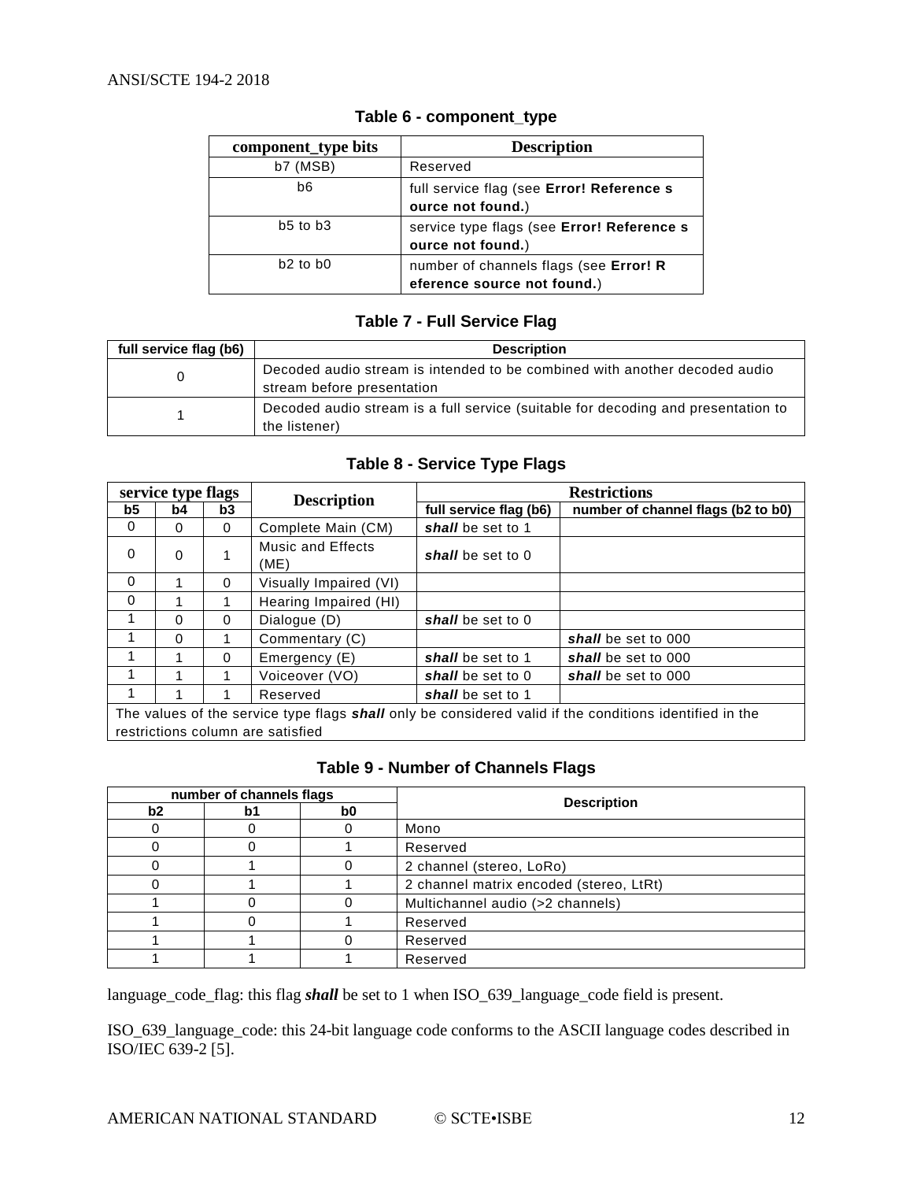**Table 6 - component_type**

| component_type bits | Description |
|---|---|
| b7 (MSB) | Reserved |
| b6 | full service flag (see **Error! Reference source not found.**) |
| b5 to b3 | service type flags (see **Error! Reference source not found.**) |
| b2 to b0 | number of channels flags (see **Error! Reference source not found.**) |

**Table 7 - Full Service Flag**

| full service flag (b6) | Description |
|---|---|
| 0 | Decoded audio stream is intended to be combined with another decoded audio stream before presentation |
| 1 | Decoded audio stream is a full service (suitable for decoding and presentation to the listener) |

**Table 8 - Service Type Flags**

| service type flags | | | Description | Restrictions | |
|---|---|---|---|---|---|
| b5 | b4 | b3 | | full service flag (b6) | number of channel flags (b2 to b0) |
| 0 | 0 | 0 | Complete Main (CM) | ***shall*** be set to 1 | |
| 0 | 0 | 1 | Music and Effects (ME) | ***shall*** be set to 0 | |
| 0 | 1 | 0 | Visually Impaired (VI) | | |
| 0 | 1 | 1 | Hearing Impaired (HI) | | |
| 1 | 0 | 0 | Dialogue (D) | ***shall*** be set to 0 | |
| 1 | 0 | 1 | Commentary (C) | | ***shall*** be set to 000 |
| 1 | 1 | 0 | Emergency (E) | ***shall*** be set to 1 | ***shall*** be set to 000 |
| 1 | 1 | 1 | Voiceover (VO) | ***shall*** be set to 0 | ***shall*** be set to 000 |
| 1 | 1 | 1 | Reserved | ***shall*** be set to 1 | |
| The values of the service type flags ***shall*** only be considered valid if the conditions identified in the restrictions column are satisfied | | | | | |

**Table 9 - Number of Channels Flags**

| number of channels flags | | | Description |
|---|---|---|---|
| b2 | b1 | b0 | |
| 0 | 0 | 0 | Mono |
| 0 | 0 | 1 | Reserved |
| 0 | 1 | 0 | 2 channel (stereo, LoRo) |
| 0 | 1 | 1 | 2 channel matrix encoded (stereo, LtRt) |
| 1 | 0 | 0 | Multichannel audio (>2 channels) |
| 1 | 0 | 1 | Reserved |
| 1 | 1 | 0 | Reserved |
| 1 | 1 | 1 | Reserved |

language_code_flag: this flag ***shall*** be set to 1 when ISO_639_language_code field is present.

ISO_639_language_code: this 24-bit language code conforms to the ASCII language codes described in ISO/IEC 639-2 [5].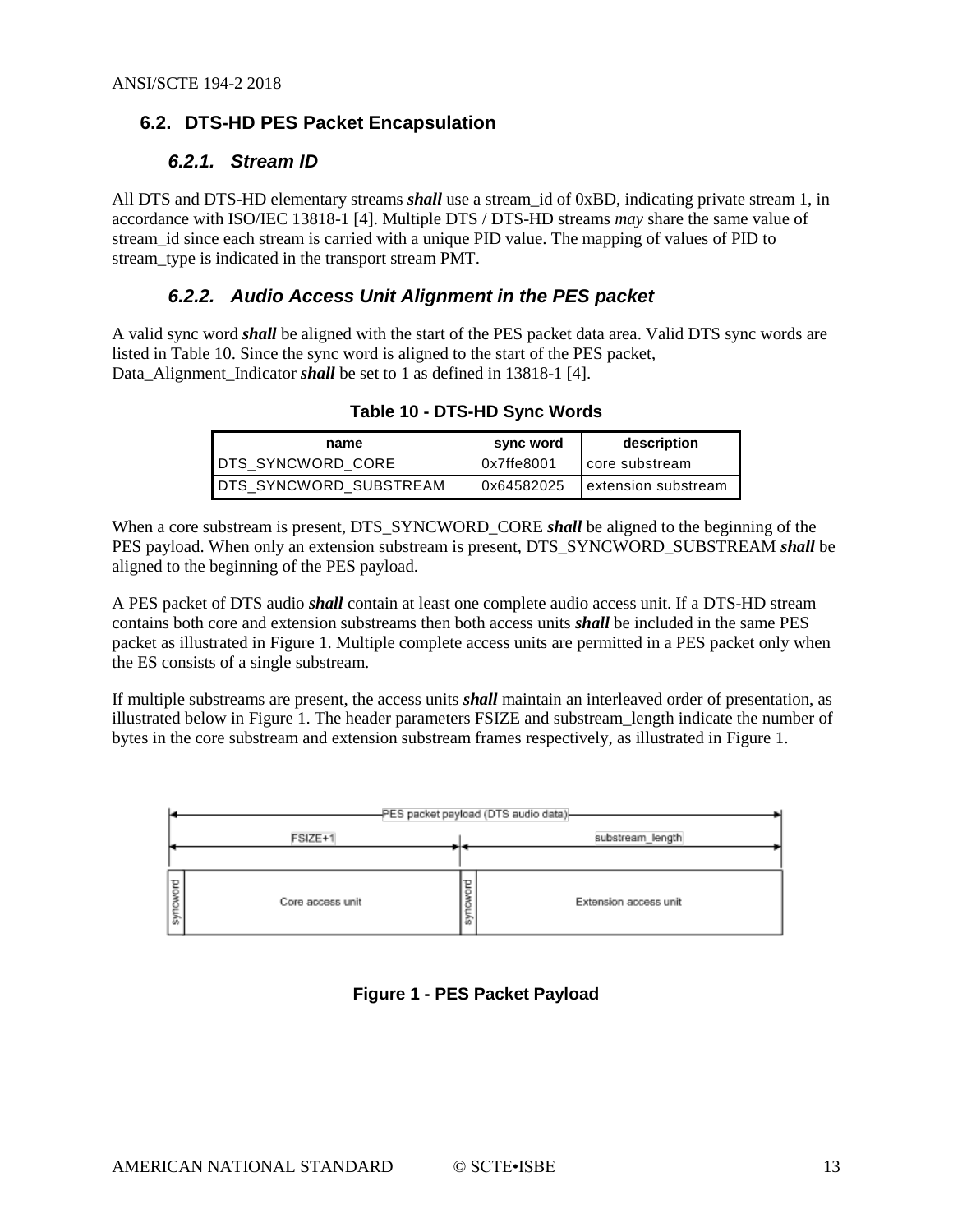## 6.2. DTS-HD PES Packet Encapsulation

### 6.2.1. Stream ID

All DTS and DTS-HD elementary streams ***shall*** use a stream_id of 0xBD, indicating private stream 1, in accordance with ISO/IEC 13818-1 [4]. Multiple DTS / DTS-HD streams *may* share the same value of stream_id since each stream is carried with a unique PID value. The mapping of values of PID to stream_type is indicated in the transport stream PMT.

### 6.2.2. Audio Access Unit Alignment in the PES packet

A valid sync word ***shall*** be aligned with the start of the PES packet data area. Valid DTS sync words are listed in Table 10. Since the sync word is aligned to the start of the PES packet, Data_Alignment_Indicator ***shall*** be set to 1 as defined in 13818-1 [4].

**Table 10 - DTS-HD Sync Words**

| name | sync word | description |
|---|---|---|
| DTS_SYNCWORD_CORE | 0x7ffe8001 | core substream |
| DTS_SYNCWORD_SUBSTREAM | 0x64582025 | extension substream |

When a core substream is present, DTS_SYNCWORD_CORE ***shall*** be aligned to the beginning of the PES payload. When only an extension substream is present, DTS_SYNCWORD_SUBSTREAM ***shall*** be aligned to the beginning of the PES payload.

A PES packet of DTS audio ***shall*** contain at least one complete audio access unit. If a DTS-HD stream contains both core and extension substreams then both access units ***shall*** be included in the same PES packet as illustrated in Figure 1. Multiple complete access units are permitted in a PES packet only when the ES consists of a single substream.

If multiple substreams are present, the access units ***shall*** maintain an interleaved order of presentation, as illustrated below in Figure 1. The header parameters FSIZE and substream_length indicate the number of bytes in the core substream and extension substream frames respectively, as illustrated in Figure 1.

PES packet payload (DTS audio data)
FSIZE+1
substream_length
syncword
Core access unit
syncword
Extension access unit

**Figure 1 - PES Packet Payload**